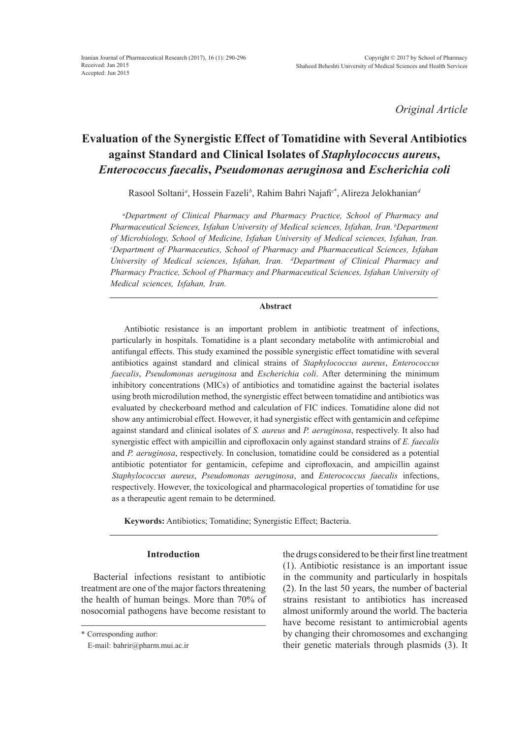Iranian Journal of Pharmaceutical Research (2017), 16 (1): 290-296
Received: Jan 2015
Accepted: Jun 2015

Copyright © 2017 by School of Pharmacy
Shaheed Beheshti University of Medical Sciences and Health Services

*Original Article*

# Evaluation of the Synergistic Effect of Tomatidine with Several Antibiotics against Standard and Clinical Isolates of *Staphylococcus aureus*, *Enterococcus faecalis*, *Pseudomonas aeruginosa* and *Escherichia coli*

Rasool Soltani[a], Hossein Fazeli[b], Rahim Bahri Najafi[c*], Alireza Jelokhanian[d]

*[a]Department of Clinical Pharmacy and Pharmacy Practice, School of Pharmacy and Pharmaceutical Sciences, Isfahan University of Medical sciences, Isfahan, Iran. [b]Department of Microbiology, School of Medicine, Isfahan University of Medical sciences, Isfahan, Iran. [c]Department of Pharmaceutics, School of Pharmacy and Pharmaceutical Sciences, Isfahan University of Medical sciences, Isfahan, Iran. [d]Department of Clinical Pharmacy and Pharmacy Practice, School of Pharmacy and Pharmaceutical Sciences, Isfahan University of Medical sciences, Isfahan, Iran.*

## Abstract

Antibiotic resistance is an important problem in antibiotic treatment of infections, particularly in hospitals. Tomatidine is a plant secondary metabolite with antimicrobial and antifungal effects. This study examined the possible synergistic effect tomatidine with several antibiotics against standard and clinical strains of *Staphylococcus aureus*, *Enterococcus faecalis*, *Pseudomonas aeruginosa* and *Escherichia coli*. After determining the minimum inhibitory concentrations (MICs) of antibiotics and tomatidine against the bacterial isolates using broth microdilution method, the synergistic effect between tomatidine and antibiotics was evaluated by checkerboard method and calculation of FIC indices. Tomatidine alone did not show any antimicrobial effect. However, it had synergistic effect with gentamicin and cefepime against standard and clinical isolates of *S. aureus* and *P. aeruginosa*, respectively. It also had synergistic effect with ampicillin and ciprofloxacin only against standard strains of *E. faecalis* and *P. aeruginosa*, respectively. In conclusion, tomatidine could be considered as a potential antibiotic potentiator for gentamicin, cefepime and ciprofloxacin, and ampicillin against *Staphylococcus aureus*, *Pseudomonas aeruginosa*, and *Enterococcus faecalis* infections, respectively. However, the toxicological and pharmacological properties of tomatidine for use as a therapeutic agent remain to be determined.

**Keywords:** Antibiotics; Tomatidine; Synergistic Effect; Bacteria.

## Introduction

Bacterial infections resistant to antibiotic treatment are one of the major factors threatening the health of human beings. More than 70% of nosocomial pathogens have become resistant to the drugs considered to be their first line treatment (1). Antibiotic resistance is an important issue in the community and particularly in hospitals (2). In the last 50 years, the number of bacterial strains resistant to antibiotics has increased almost uniformly around the world. The bacteria have become resistant to antimicrobial agents by changing their chromosomes and exchanging their genetic materials through plasmids (3). It

\* Corresponding author:
E-mail: bahrir@pharm.mui.ac.ir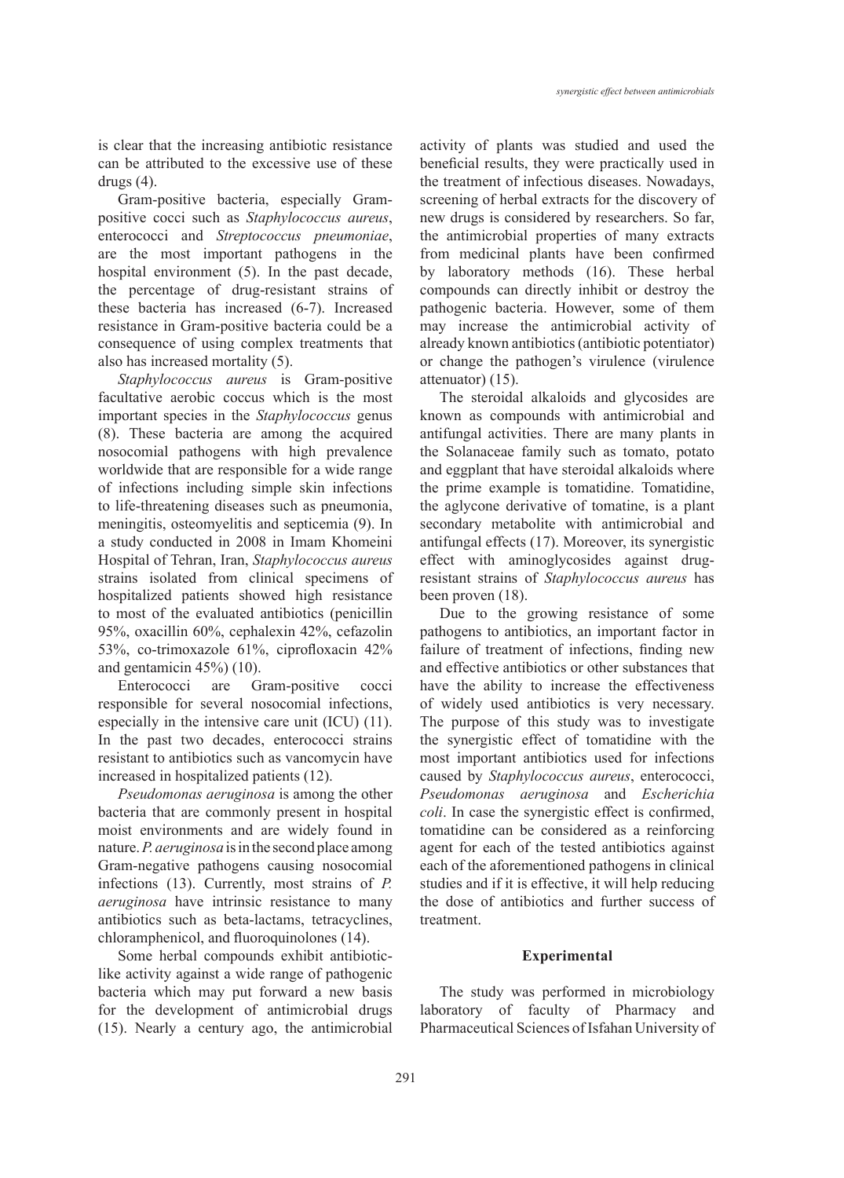is clear that the increasing antibiotic resistance can be attributed to the excessive use of these drugs (4).

Gram-positive bacteria, especially Gram-positive cocci such as *Staphylococcus aureus*, enterococci and *Streptococcus pneumoniae*, are the most important pathogens in the hospital environment (5). In the past decade, the percentage of drug-resistant strains of these bacteria has increased (6-7). Increased resistance in Gram-positive bacteria could be a consequence of using complex treatments that also has increased mortality (5).

*Staphylococcus aureus* is Gram-positive facultative aerobic coccus which is the most important species in the *Staphylococcus* genus (8). These bacteria are among the acquired nosocomial pathogens with high prevalence worldwide that are responsible for a wide range of infections including simple skin infections to life-threatening diseases such as pneumonia, meningitis, osteomyelitis and septicemia (9). In a study conducted in 2008 in Imam Khomeini Hospital of Tehran, Iran, *Staphylococcus aureus* strains isolated from clinical specimens of hospitalized patients showed high resistance to most of the evaluated antibiotics (penicillin 95%, oxacillin 60%, cephalexin 42%, cefazolin 53%, co-trimoxazole 61%, ciprofloxacin 42% and gentamicin 45%) (10).

Enterococci are Gram-positive cocci responsible for several nosocomial infections, especially in the intensive care unit (ICU) (11). In the past two decades, enterococci strains resistant to antibiotics such as vancomycin have increased in hospitalized patients (12).

*Pseudomonas aeruginosa* is among the other bacteria that are commonly present in hospital moist environments and are widely found in nature. *P. aeruginosa* is in the second place among Gram-negative pathogens causing nosocomial infections (13). Currently, most strains of *P. aeruginosa* have intrinsic resistance to many antibiotics such as beta-lactams, tetracyclines, chloramphenicol, and fluoroquinolones (14).

Some herbal compounds exhibit antibiotic-like activity against a wide range of pathogenic bacteria which may put forward a new basis for the development of antimicrobial drugs (15). Nearly a century ago, the antimicrobial activity of plants was studied and used the beneficial results, they were practically used in the treatment of infectious diseases. Nowadays, screening of herbal extracts for the discovery of new drugs is considered by researchers. So far, the antimicrobial properties of many extracts from medicinal plants have been confirmed by laboratory methods (16). These herbal compounds can directly inhibit or destroy the pathogenic bacteria. However, some of them may increase the antimicrobial activity of already known antibiotics (antibiotic potentiator) or change the pathogen's virulence (virulence attenuator) (15).

The steroidal alkaloids and glycosides are known as compounds with antimicrobial and antifungal activities. There are many plants in the Solanaceae family such as tomato, potato and eggplant that have steroidal alkaloids where the prime example is tomatidine. Tomatidine, the aglycone derivative of tomatine, is a plant secondary metabolite with antimicrobial and antifungal effects (17). Moreover, its synergistic effect with aminoglycosides against drug-resistant strains of *Staphylococcus aureus* has been proven (18).

Due to the growing resistance of some pathogens to antibiotics, an important factor in failure of treatment of infections, finding new and effective antibiotics or other substances that have the ability to increase the effectiveness of widely used antibiotics is very necessary. The purpose of this study was to investigate the synergistic effect of tomatidine with the most important antibiotics used for infections caused by *Staphylococcus aureus*, enterococci, *Pseudomonas aeruginosa* and *Escherichia coli*. In case the synergistic effect is confirmed, tomatidine can be considered as a reinforcing agent for each of the tested antibiotics against each of the aforementioned pathogens in clinical studies and if it is effective, it will help reducing the dose of antibiotics and further success of treatment.

## Experimental

The study was performed in microbiology laboratory of faculty of Pharmacy and Pharmaceutical Sciences of Isfahan University of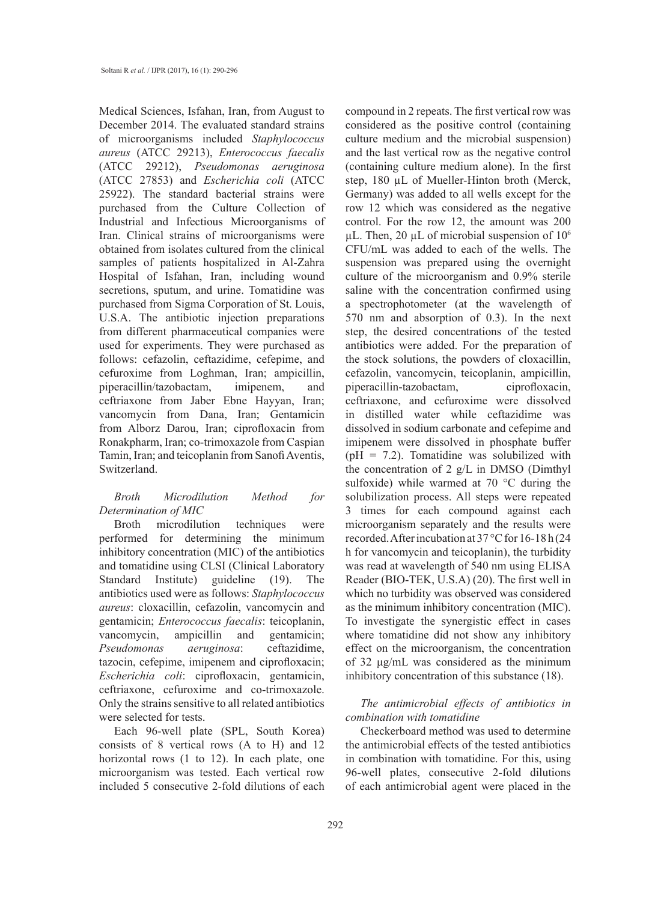Medical Sciences, Isfahan, Iran, from August to December 2014. The evaluated standard strains of microorganisms included *Staphylococcus aureus* (ATCC 29213), *Enterococcus faecalis* (ATCC 29212), *Pseudomonas aeruginosa* (ATCC 27853) and *Escherichia coli* (ATCC 25922). The standard bacterial strains were purchased from the Culture Collection of Industrial and Infectious Microorganisms of Iran. Clinical strains of microorganisms were obtained from isolates cultured from the clinical samples of patients hospitalized in Al-Zahra Hospital of Isfahan, Iran, including wound secretions, sputum, and urine. Tomatidine was purchased from Sigma Corporation of St. Louis, U.S.A. The antibiotic injection preparations from different pharmaceutical companies were used for experiments. They were purchased as follows: cefazolin, ceftazidime, cefepime, and cefuroxime from Loghman, Iran; ampicillin, piperacillin/tazobactam, imipenem, and ceftriaxone from Jaber Ebne Hayyan, Iran; vancomycin from Dana, Iran; Gentamicin from Alborz Darou, Iran; ciprofloxacin from Ronakpharm, Iran; co-trimoxazole from Caspian Tamin, Iran; and teicoplanin from Sanofi Aventis, Switzerland.

### *Broth Microdilution Method for Determination of MIC*

Broth microdilution techniques were performed for determining the minimum inhibitory concentration (MIC) of the antibiotics and tomatidine using CLSI (Clinical Laboratory Standard Institute) guideline (19). The antibiotics used were as follows: *Staphylococcus aureus*: cloxacillin, cefazolin, vancomycin and gentamicin; *Enterococcus faecalis*: teicoplanin, vancomycin, ampicillin and gentamicin; *Pseudomonas aeruginosa*: ceftazidime, tazocin, cefepime, imipenem and ciprofloxacin; *Escherichia coli*: ciprofloxacin, gentamicin, ceftriaxone, cefuroxime and co-trimoxazole. Only the strains sensitive to all related antibiotics were selected for tests.

Each 96-well plate (SPL, South Korea) consists of 8 vertical rows (A to H) and 12 horizontal rows (1 to 12). In each plate, one microorganism was tested. Each vertical row included 5 consecutive 2-fold dilutions of each compound in 2 repeats. The first vertical row was considered as the positive control (containing culture medium and the microbial suspension) and the last vertical row as the negative control (containing culture medium alone). In the first step, 180 µL of Mueller-Hinton broth (Merck, Germany) was added to all wells except for the row 12 which was considered as the negative control. For the row 12, the amount was 200 µL. Then, 20 µL of microbial suspension of $10^6$ CFU/mL was added to each of the wells. The suspension was prepared using the overnight culture of the microorganism and 0.9% sterile saline with the concentration confirmed using a spectrophotometer (at the wavelength of 570 nm and absorption of 0.3). In the next step, the desired concentrations of the tested antibiotics were added. For the preparation of the stock solutions, the powders of cloxacillin, cefazolin, vancomycin, teicoplanin, ampicillin, piperacillin-tazobactam, ciprofloxacin, ceftriaxone, and cefuroxime were dissolved in distilled water while ceftazidime was dissolved in sodium carbonate and cefepime and imipenem were dissolved in phosphate buffer (pH = 7.2). Tomatidine was solubilized with the concentration of 2 g/L in DMSO (Dimthyl sulfoxide) while warmed at 70 °C during the solubilization process. All steps were repeated 3 times for each compound against each microorganism separately and the results were recorded. After incubation at 37 °C for 16-18 h (24 h for vancomycin and teicoplanin), the turbidity was read at wavelength of 540 nm using ELISA Reader (BIO-TEK, U.S.A) (20). The first well in which no turbidity was observed was considered as the minimum inhibitory concentration (MIC). To investigate the synergistic effect in cases where tomatidine did not show any inhibitory effect on the microorganism, the concentration of 32 µg/mL was considered as the minimum inhibitory concentration of this substance (18).

### *The antimicrobial effects of antibiotics in combination with tomatidine*

Checkerboard method was used to determine the antimicrobial effects of the tested antibiotics in combination with tomatidine. For this, using 96-well plates, consecutive 2-fold dilutions of each antimicrobial agent were placed in the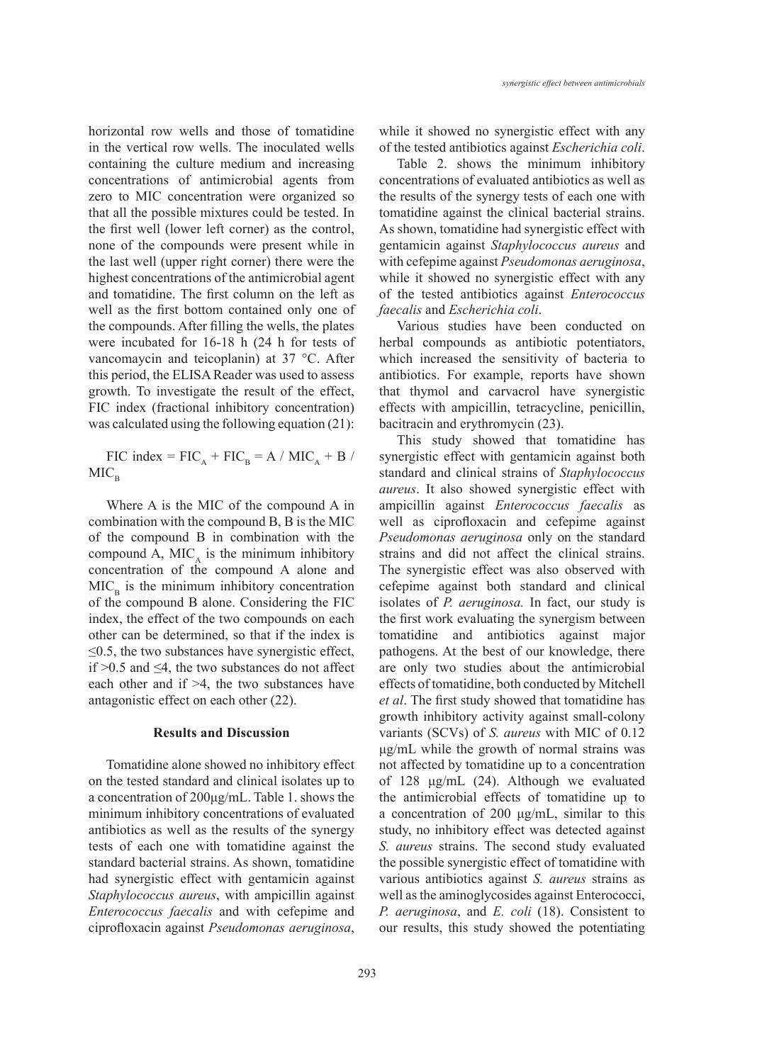horizontal row wells and those of tomatidine in the vertical row wells. The inoculated wells containing the culture medium and increasing concentrations of antimicrobial agents from zero to MIC concentration were organized so that all the possible mixtures could be tested. In the first well (lower left corner) as the control, none of the compounds were present while in the last well (upper right corner) there were the highest concentrations of the antimicrobial agent and tomatidine. The first column on the left as well as the first bottom contained only one of the compounds. After filling the wells, the plates were incubated for 16-18 h (24 h for tests of vancomaycin and teicoplanin) at 37 °C. After this period, the ELISA Reader was used to assess growth. To investigate the result of the effect, FIC index (fractional inhibitory concentration) was calculated using the following equation (21):

$$\text{FIC index} = FIC_A + FIC_B = A / MIC_A + B / MIC_B$$

Where A is the MIC of the compound A in combination with the compound B, B is the MIC of the compound B in combination with the compound A, $MIC_A$ is the minimum inhibitory concentration of the compound A alone and $MIC_B$ is the minimum inhibitory concentration of the compound B alone. Considering the FIC index, the effect of the two compounds on each other can be determined, so that if the index is ≤0.5, the two substances have synergistic effect, if >0.5 and ≤4, the two substances do not affect each other and if >4, the two substances have antagonistic effect on each other (22).

## Results and Discussion

Tomatidine alone showed no inhibitory effect on the tested standard and clinical isolates up to a concentration of 200µg/mL. Table 1. shows the minimum inhibitory concentrations of evaluated antibiotics as well as the results of the synergy tests of each one with tomatidine against the standard bacterial strains. As shown, tomatidine had synergistic effect with gentamicin against *Staphylococcus aureus*, with ampicillin against *Enterococcus faecalis* and with cefepime and ciprofloxacin against *Pseudomonas aeruginosa*, while it showed no synergistic effect with any of the tested antibiotics against *Escherichia coli*.

Table 2. shows the minimum inhibitory concentrations of evaluated antibiotics as well as the results of the synergy tests of each one with tomatidine against the clinical bacterial strains. As shown, tomatidine had synergistic effect with gentamicin against *Staphylococcus aureus* and with cefepime against *Pseudomonas aeruginosa*, while it showed no synergistic effect with any of the tested antibiotics against *Enterococcus faecalis* and *Escherichia coli*.

Various studies have been conducted on herbal compounds as antibiotic potentiators, which increased the sensitivity of bacteria to antibiotics. For example, reports have shown that thymol and carvacrol have synergistic effects with ampicillin, tetracycline, penicillin, bacitracin and erythromycin (23).

This study showed that tomatidine has synergistic effect with gentamicin against both standard and clinical strains of *Staphylococcus aureus*. It also showed synergistic effect with ampicillin against *Enterococcus faecalis* as well as ciprofloxacin and cefepime against *Pseudomonas aeruginosa* only on the standard strains and did not affect the clinical strains. The synergistic effect was also observed with cefepime against both standard and clinical isolates of *P. aeruginosa.* In fact, our study is the first work evaluating the synergism between tomatidine and antibiotics against major pathogens. At the best of our knowledge, there are only two studies about the antimicrobial effects of tomatidine, both conducted by Mitchell *et al*. The first study showed that tomatidine has growth inhibitory activity against small-colony variants (SCVs) of *S. aureus* with MIC of 0.12 µg/mL while the growth of normal strains was not affected by tomatidine up to a concentration of 128 µg/mL (24). Although we evaluated the antimicrobial effects of tomatidine up to a concentration of 200 µg/mL, similar to this study, no inhibitory effect was detected against *S. aureus* strains. The second study evaluated the possible synergistic effect of tomatidine with various antibiotics against *S. aureus* strains as well as the aminoglycosides against Enterococci, *P. aeruginosa*, and *E. coli* (18). Consistent to our results, this study showed the potentiating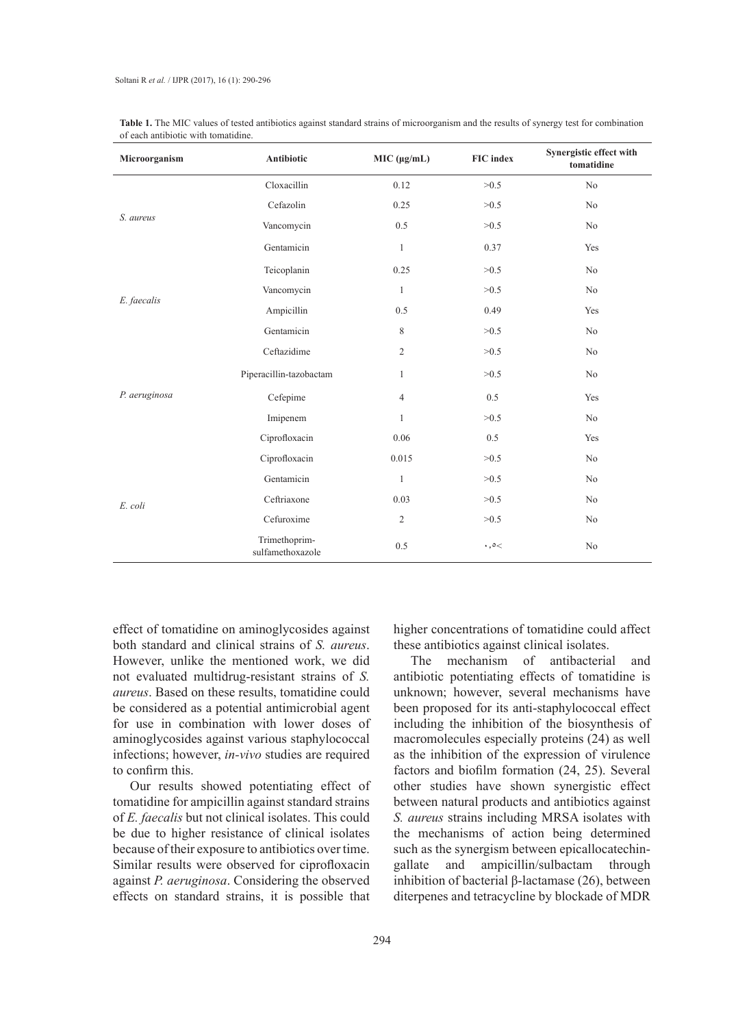**Table 1.** The MIC values of tested antibiotics against standard strains of microorganism and the results of synergy test for combination of each antibiotic with tomatidine.

| Microorganism | Antibiotic | MIC (μg/mL) | FIC index | Synergistic effect with tomatidine |
|---|---|---|---|---|
| *S. aureus* | Cloxacillin | 0.12 | >0.5 | No |
| | Cefazolin | 0.25 | >0.5 | No |
| | Vancomycin | 0.5 | >0.5 | No |
| | Gentamicin | 1 | 0.37 | Yes |
| *E. faecalis* | Teicoplanin | 0.25 | >0.5 | No |
| | Vancomycin | 1 | >0.5 | No |
| | Ampicillin | 0.5 | 0.49 | Yes |
| | Gentamicin | 8 | >0.5 | No |
| *P. aeruginosa* | Ceftazidime | 2 | >0.5 | No |
| | Piperacillin-tazobactam | 1 | >0.5 | No |
| | Cefepime | 4 | 0.5 | Yes |
| | Imipenem | 1 | >0.5 | No |
| | Ciprofloxacin | 0.06 | 0.5 | Yes |
| *E. coli* | Ciprofloxacin | 0.015 | >0.5 | No |
| | Gentamicin | 1 | >0.5 | No |
| | Ceftriaxone | 0.03 | >0.5 | No |
| | Cefuroxime | 2 | >0.5 | No |
| | Trimethoprim-sulfamethoxazole | 0.5 | ۰,۵< | No |

effect of tomatidine on aminoglycosides against both standard and clinical strains of *S. aureus*. However, unlike the mentioned work, we did not evaluated multidrug-resistant strains of *S. aureus*. Based on these results, tomatidine could be considered as a potential antimicrobial agent for use in combination with lower doses of aminoglycosides against various staphylococcal infections; however, *in-vivo* studies are required to confirm this.

Our results showed potentiating effect of tomatidine for ampicillin against standard strains of *E. faecalis* but not clinical isolates. This could be due to higher resistance of clinical isolates because of their exposure to antibiotics over time. Similar results were observed for ciprofloxacin against *P. aeruginosa*. Considering the observed effects on standard strains, it is possible that higher concentrations of tomatidine could affect these antibiotics against clinical isolates.

The mechanism of antibacterial and antibiotic potentiating effects of tomatidine is unknown; however, several mechanisms have been proposed for its anti-staphylococcal effect including the inhibition of the biosynthesis of macromolecules especially proteins (24) as well as the inhibition of the expression of virulence factors and biofilm formation (24, 25). Several other studies have shown synergistic effect between natural products and antibiotics against *S. aureus* strains including MRSA isolates with the mechanisms of action being determined such as the synergism between epicallocatechin-gallate and ampicillin/sulbactam through inhibition of bacterial β-lactamase (26), between diterpenes and tetracycline by blockade of MDR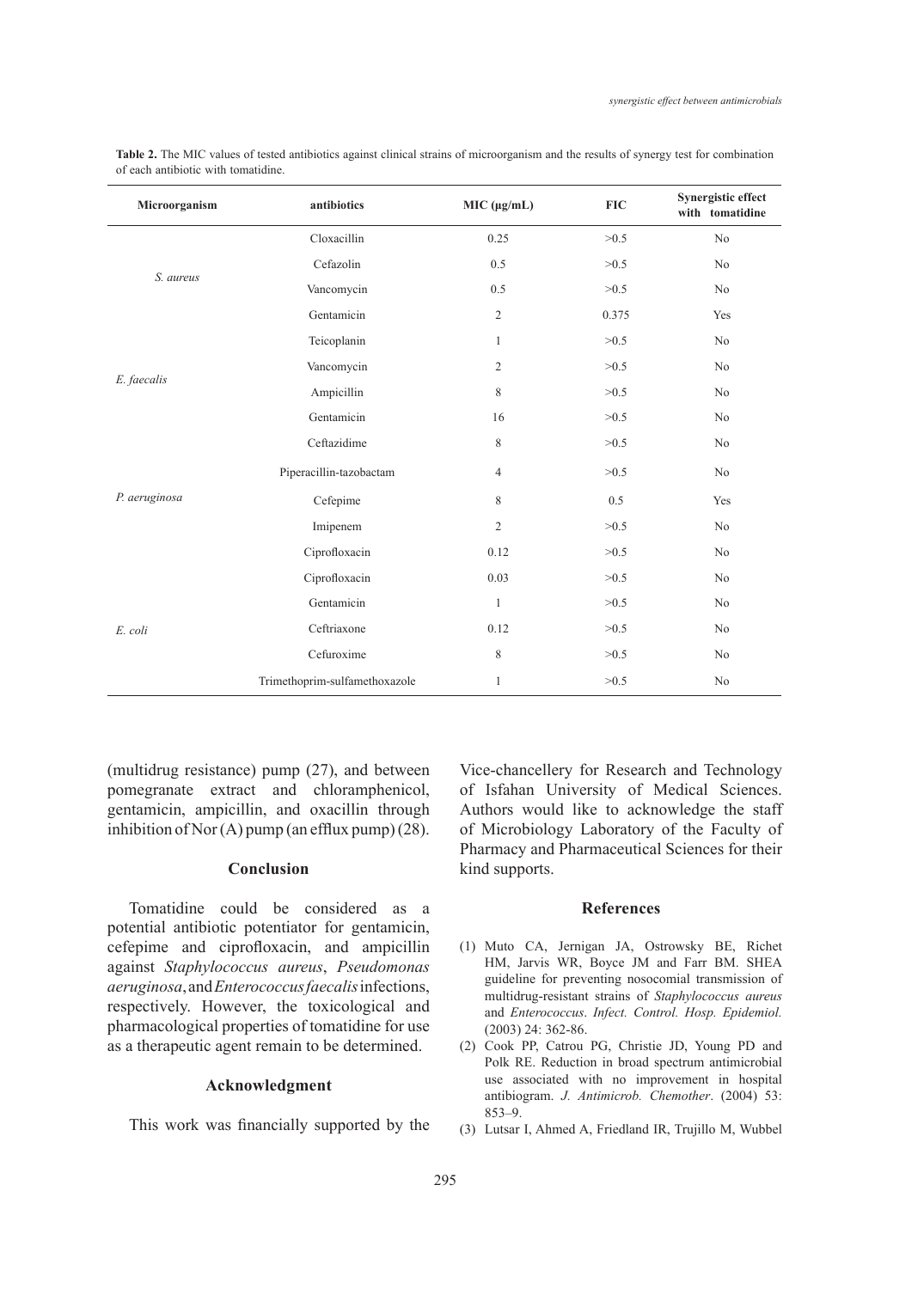**Table 2.** The MIC values of tested antibiotics against clinical strains of microorganism and the results of synergy test for combination of each antibiotic with tomatidine.

| Microorganism | antibiotics | MIC (μg/mL) | FIC | Synergistic effect with tomatidine |
|---|---|---|---|---|
| *S. aureus* | Cloxacillin | 0.25 | >0.5 | No |
| | Cefazolin | 0.5 | >0.5 | No |
| | Vancomycin | 0.5 | >0.5 | No |
| | Gentamicin | 2 | 0.375 | Yes |
| *E. faecalis* | Teicoplanin | 1 | >0.5 | No |
| | Vancomycin | 2 | >0.5 | No |
| | Ampicillin | 8 | >0.5 | No |
| | Gentamicin | 16 | >0.5 | No |
| *P. aeruginosa* | Ceftazidime | 8 | >0.5 | No |
| | Piperacillin-tazobactam | 4 | >0.5 | No |
| | Cefepime | 8 | 0.5 | Yes |
| | Imipenem | 2 | >0.5 | No |
| | Ciprofloxacin | 0.12 | >0.5 | No |
| *E. coli* | Ciprofloxacin | 0.03 | >0.5 | No |
| | Gentamicin | 1 | >0.5 | No |
| | Ceftriaxone | 0.12 | >0.5 | No |
| | Cefuroxime | 8 | >0.5 | No |
| | Trimethoprim-sulfamethoxazole | 1 | >0.5 | No |

(multidrug resistance) pump (27), and between pomegranate extract and chloramphenicol, gentamicin, ampicillin, and oxacillin through inhibition of Nor (A) pump (an efflux pump) (28).

## Conclusion

Tomatidine could be considered as a potential antibiotic potentiator for gentamicin, cefepime and ciprofloxacin, and ampicillin against *Staphylococcus aureus*, *Pseudomonas aeruginosa*, and *Enterococcus faecalis* infections, respectively. However, the toxicological and pharmacological properties of tomatidine for use as a therapeutic agent remain to be determined.

## Acknowledgment

This work was financially supported by the Vice-chancellery for Research and Technology of Isfahan University of Medical Sciences. Authors would like to acknowledge the staff of Microbiology Laboratory of the Faculty of Pharmacy and Pharmaceutical Sciences for their kind supports.

## References

(1) Muto CA, Jernigan JA, Ostrowsky BE, Richet HM, Jarvis WR, Boyce JM and Farr BM. SHEA guideline for preventing nosocomial transmission of multidrug-resistant strains of *Staphylococcus aureus* and *Enterococcus*. *Infect. Control. Hosp. Epidemiol.* (2003) 24: 362-86.

(2) Cook PP, Catrou PG, Christie JD, Young PD and Polk RE. Reduction in broad spectrum antimicrobial use associated with no improvement in hospital antibiogram. *J. Antimicrob. Chemother*. (2004) 53: 853–9.

(3) Lutsar I, Ahmed A, Friedland IR, Trujillo M, Wubbel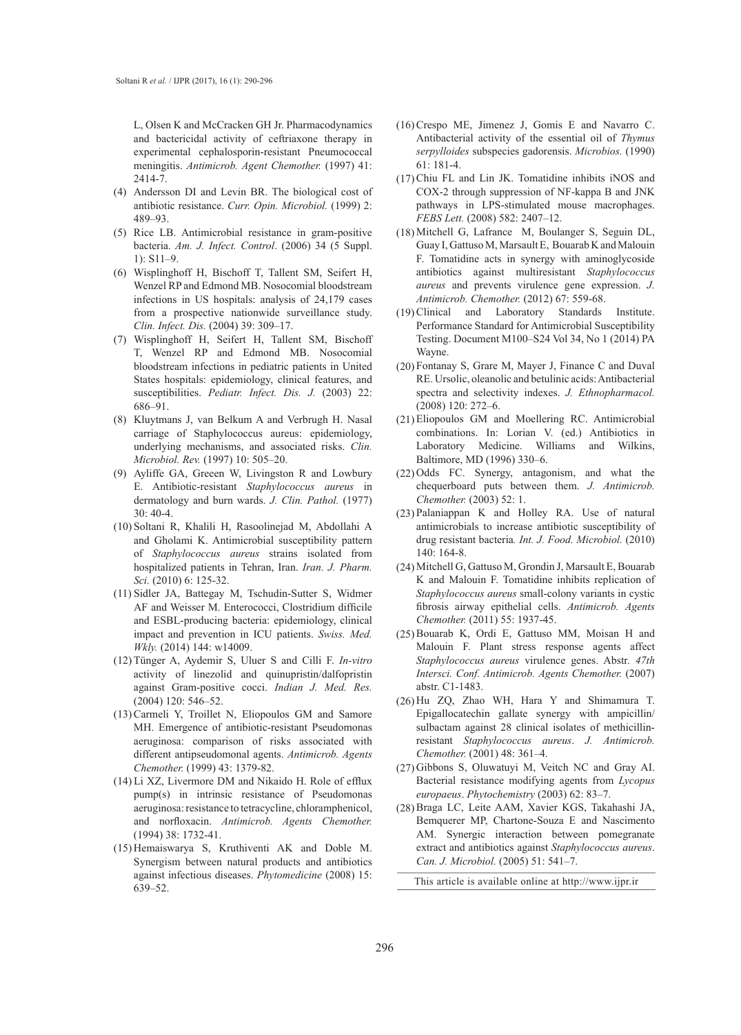L, Olsen K and McCracken GH Jr. Pharmacodynamics and bactericidal activity of ceftriaxone therapy in experimental cephalosporin-resistant Pneumococcal meningitis. *Antimicrob. Agent Chemother.* (1997) 41: 2414-7.

(4) Andersson DI and Levin BR. The biological cost of antibiotic resistance. *Curr. Opin. Microbiol.* (1999) 2: 489–93.

(5) Rice LB. Antimicrobial resistance in gram-positive bacteria. *Am. J. Infect. Control*. (2006) 34 (5 Suppl. 1): S11–9.

(6) Wisplinghoff H, Bischoff T, Tallent SM, Seifert H, Wenzel RP and Edmond MB. Nosocomial bloodstream infections in US hospitals: analysis of 24,179 cases from a prospective nationwide surveillance study. *Clin. Infect. Dis.* (2004) 39: 309–17.

(7) Wisplinghoff H, Seifert H, Tallent SM, Bischoff T, Wenzel RP and Edmond MB. Nosocomial bloodstream infections in pediatric patients in United States hospitals: epidemiology, clinical features, and susceptibilities. *Pediatr. Infect. Dis. J.* (2003) 22: 686–91.

(8) Kluytmans J, van Belkum A and Verbrugh H. Nasal carriage of Staphylococcus aureus: epidemiology, underlying mechanisms, and associated risks. *Clin. Microbiol. Rev.* (1997) 10: 505–20.

(9) Ayliffe GA, Greeen W, Livingston R and Lowbury E. Antibiotic-resistant *Staphylococcus aureus* in dermatology and burn wards. *J. Clin. Pathol.* (1977) 30: 40-4.

(10) Soltani R, Khalili H, Rasoolinejad M, Abdollahi A and Gholami K. Antimicrobial susceptibility pattern of *Staphylococcus aureus* strains isolated from hospitalized patients in Tehran, Iran. *Iran. J. Pharm. Sci.* (2010) 6: 125-32.

(11) Sidler JA, Battegay M, Tschudin-Sutter S, Widmer AF and Weisser M. Enterococci, Clostridium difficile and ESBL-producing bacteria: epidemiology, clinical impact and prevention in ICU patients. *Swiss. Med. Wkly.* (2014) 144: w14009.

(12) Tünger A, Aydemir S, Uluer S and Cilli F. *In-vitro* activity of linezolid and quinupristin/dalfopristin against Gram-positive cocci. *Indian J. Med. Res.* (2004) 120: 546–52.

(13) Carmeli Y, Troillet N, Eliopoulos GM and Samore MH. Emergence of antibiotic-resistant Pseudomonas aeruginosa: comparison of risks associated with different antipseudomonal agents. *Antimicrob. Agents Chemother.* (1999) 43: 1379-82.

(14) Li XZ, Livermore DM and Nikaido H. Role of efflux pump(s) in intrinsic resistance of Pseudomonas aeruginosa: resistance to tetracycline, chloramphenicol, and norfloxacin. *Antimicrob. Agents Chemother.* (1994) 38: 1732-41.

(15) Hemaiswarya S, Kruthiventi AK and Doble M. Synergism between natural products and antibiotics against infectious diseases. *Phytomedicine* (2008) 15: 639–52.

(16) Crespo ME, Jimenez J, Gomis E and Navarro C. Antibacterial activity of the essential oil of *Thymus serpylloides* subspecies gadorensis. *Microbios.* (1990) 61: 181-4.

(17) Chiu FL and Lin JK. Tomatidine inhibits iNOS and COX-2 through suppression of NF-kappa B and JNK pathways in LPS-stimulated mouse macrophages. *FEBS Lett.* (2008) 582: 2407–12.

(18) Mitchell G, Lafrance M, Boulanger S, Seguin DL, Guay I, Gattuso M, Marsault E, Bouarab K and Malouin F. Tomatidine acts in synergy with aminoglycoside antibiotics against multiresistant *Staphylococcus aureus* and prevents virulence gene expression. *J. Antimicrob. Chemother.* (2012) 67: 559-68.

(19) Clinical and Laboratory Standards Institute. Performance Standard for Antimicrobial Susceptibility Testing. Document M100–S24 Vol 34, No 1 (2014) PA Wayne.

(20) Fontanay S, Grare M, Mayer J, Finance C and Duval RE. Ursolic, oleanolic and betulinic acids: Antibacterial spectra and selectivity indexes. *J. Ethnopharmacol.* (2008) 120: 272–6.

(21) Eliopoulos GM and Moellering RC. Antimicrobial combinations. In: Lorian V. (ed.) Antibiotics in Laboratory Medicine. Williams and Wilkins, Baltimore, MD (1996) 330–6.

(22) Odds FC. Synergy, antagonism, and what the chequerboard puts between them. *J. Antimicrob. Chemother.* (2003) 52: 1.

(23) Palaniappan K and Holley RA. Use of natural antimicrobials to increase antibiotic susceptibility of drug resistant bacteria*. Int. J. Food. Microbiol.* (2010) 140: 164-8.

(24) Mitchell G, Gattuso M, Grondin J, Marsault E, Bouarab K and Malouin F. Tomatidine inhibits replication of *Staphylococcus aureus* small-colony variants in cystic fibrosis airway epithelial cells. *Antimicrob. Agents Chemother.* (2011) 55: 1937-45.

(25) Bouarab K, Ordi E, Gattuso MM, Moisan H and Malouin F. Plant stress response agents affect *Staphylococcus aureus* virulence genes. Abstr. *47th Intersci. Conf. Antimicrob. Agents Chemother.* (2007) abstr. C1-1483.

(26) Hu ZQ, Zhao WH, Hara Y and Shimamura T. Epigallocatechin gallate synergy with ampicillin/sulbactam against 28 clinical isolates of methicillin-resistant *Staphylococcus aureus*. *J. Antimicrob. Chemother.* (2001) 48: 361–4.

(27) Gibbons S, Oluwatuyi M, Veitch NC and Gray AI. Bacterial resistance modifying agents from *Lycopus europaeus*. *Phytochemistry* (2003) 62: 83–7.

(28) Braga LC, Leite AAM, Xavier KGS, Takahashi JA, Bemquerer MP, Chartone-Souza E and Nascimento AM. Synergic interaction between pomegranate extract and antibiotics against *Staphylococcus aureus*. *Can. J. Microbiol.* (2005) 51: 541–7.

This article is available online at http://www.ijpr.ir